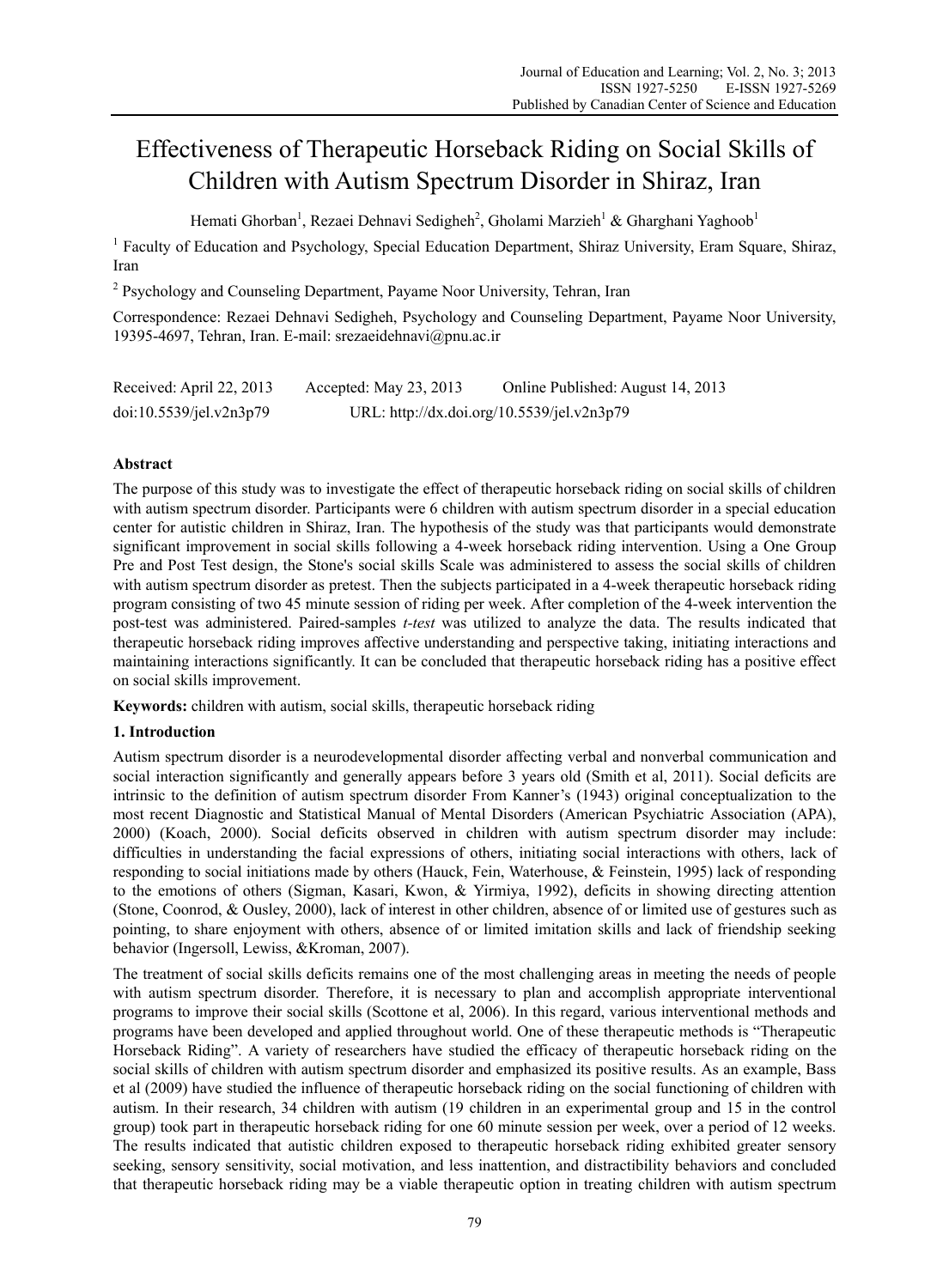# Effectiveness of Therapeutic Horseback Riding on Social Skills of Children with Autism Spectrum Disorder in Shiraz, Iran

Hemati Ghorban[1], Rezaei Dehnavi Sedigheh[2], Gholami Marzieh[1] & Gharghani Yaghoob[1]

[1] Faculty of Education and Psychology, Special Education Department, Shiraz University, Eram Square, Shiraz, Iran

[2] Psychology and Counseling Department, Payame Noor University, Tehran, Iran

Correspondence: Rezaei Dehnavi Sedigheh, Psychology and Counseling Department, Payame Noor University, 19395-4697, Tehran, Iran. E-mail: srezaeidehnavi@pnu.ac.ir

Received: April 22, 2013 Accepted: May 23, 2013 Online Published: August 14, 2013

doi:10.5539/jel.v2n3p79 URL: http://dx.doi.org/10.5539/jel.v2n3p79

## Abstract

The purpose of this study was to investigate the effect of therapeutic horseback riding on social skills of children with autism spectrum disorder. Participants were 6 children with autism spectrum disorder in a special education center for autistic children in Shiraz, Iran. The hypothesis of the study was that participants would demonstrate significant improvement in social skills following a 4-week horseback riding intervention. Using a One Group Pre and Post Test design, the Stone's social skills Scale was administered to assess the social skills of children with autism spectrum disorder as pretest. Then the subjects participated in a 4-week therapeutic horseback riding program consisting of two 45 minute session of riding per week. After completion of the 4-week intervention the post-test was administered. Paired-samples *t-test* was utilized to analyze the data. The results indicated that therapeutic horseback riding improves affective understanding and perspective taking, initiating interactions and maintaining interactions significantly. It can be concluded that therapeutic horseback riding has a positive effect on social skills improvement.

**Keywords:** children with autism, social skills, therapeutic horseback riding

## 1. Introduction

Autism spectrum disorder is a neurodevelopmental disorder affecting verbal and nonverbal communication and social interaction significantly and generally appears before 3 years old (Smith et al, 2011). Social deficits are intrinsic to the definition of autism spectrum disorder From Kanner's (1943) original conceptualization to the most recent Diagnostic and Statistical Manual of Mental Disorders (American Psychiatric Association (APA), 2000) (Koach, 2000). Social deficits observed in children with autism spectrum disorder may include: difficulties in understanding the facial expressions of others, initiating social interactions with others, lack of responding to social initiations made by others (Hauck, Fein, Waterhouse, & Feinstein, 1995) lack of responding to the emotions of others (Sigman, Kasari, Kwon, & Yirmiya, 1992), deficits in showing directing attention (Stone, Coonrod, & Ousley, 2000), lack of interest in other children, absence of or limited use of gestures such as pointing, to share enjoyment with others, absence of or limited imitation skills and lack of friendship seeking behavior (Ingersoll, Lewiss, &Kroman, 2007).

The treatment of social skills deficits remains one of the most challenging areas in meeting the needs of people with autism spectrum disorder. Therefore, it is necessary to plan and accomplish appropriate interventional programs to improve their social skills (Scottone et al, 2006). In this regard, various interventional methods and programs have been developed and applied throughout world. One of these therapeutic methods is "Therapeutic Horseback Riding". A variety of researchers have studied the efficacy of therapeutic horseback riding on the social skills of children with autism spectrum disorder and emphasized its positive results. As an example, Bass et al (2009) have studied the influence of therapeutic horseback riding on the social functioning of children with autism. In their research, 34 children with autism (19 children in an experimental group and 15 in the control group) took part in therapeutic horseback riding for one 60 minute session per week, over a period of 12 weeks. The results indicated that autistic children exposed to therapeutic horseback riding exhibited greater sensory seeking, sensory sensitivity, social motivation, and less inattention, and distractibility behaviors and concluded that therapeutic horseback riding may be a viable therapeutic option in treating children with autism spectrum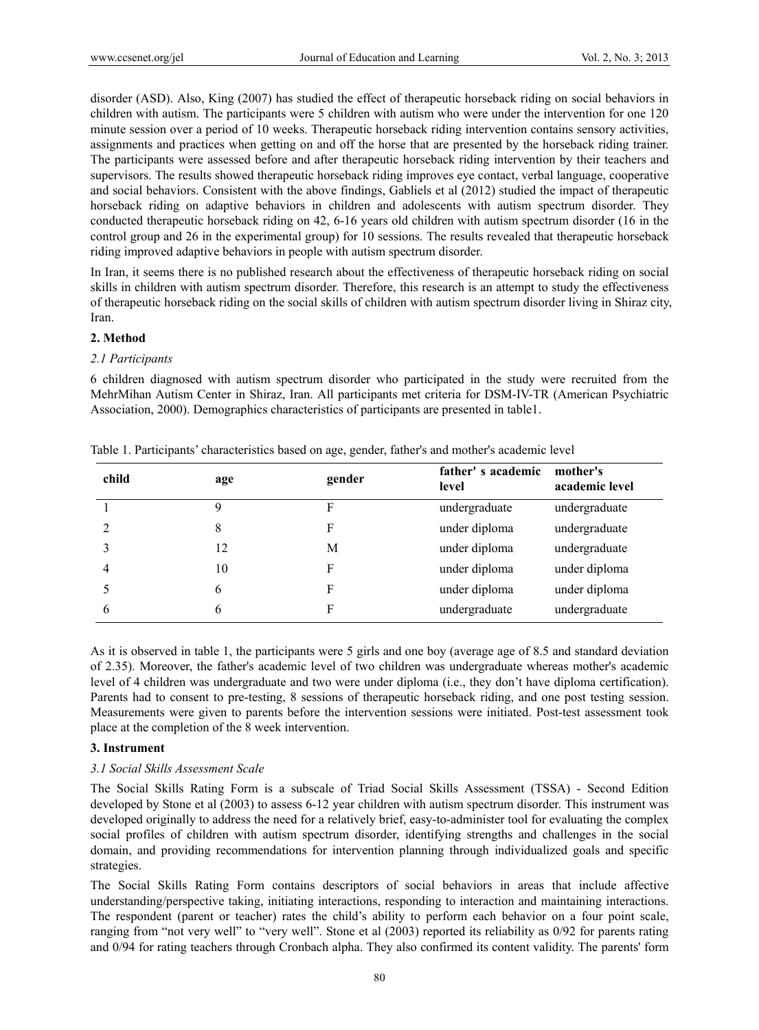disorder (ASD). Also, King (2007) has studied the effect of therapeutic horseback riding on social behaviors in children with autism. The participants were 5 children with autism who were under the intervention for one 120 minute session over a period of 10 weeks. Therapeutic horseback riding intervention contains sensory activities, assignments and practices when getting on and off the horse that are presented by the horseback riding trainer. The participants were assessed before and after therapeutic horseback riding intervention by their teachers and supervisors. The results showed therapeutic horseback riding improves eye contact, verbal language, cooperative and social behaviors. Consistent with the above findings, Gabliels et al (2012) studied the impact of therapeutic horseback riding on adaptive behaviors in children and adolescents with autism spectrum disorder. They conducted therapeutic horseback riding on 42, 6-16 years old children with autism spectrum disorder (16 in the control group and 26 in the experimental group) for 10 sessions. The results revealed that therapeutic horseback riding improved adaptive behaviors in people with autism spectrum disorder.

In Iran, it seems there is no published research about the effectiveness of therapeutic horseback riding on social skills in children with autism spectrum disorder. Therefore, this research is an attempt to study the effectiveness of therapeutic horseback riding on the social skills of children with autism spectrum disorder living in Shiraz city, Iran.

## 2. Method

### *2.1 Participants*

6 children diagnosed with autism spectrum disorder who participated in the study were recruited from the MehrMihan Autism Center in Shiraz, Iran. All participants met criteria for DSM-IV-TR (American Psychiatric Association, 2000). Demographics characteristics of participants are presented in table1.

Table 1. Participants' characteristics based on age, gender, father's and mother's academic level

| child | age | gender | father' s academic level | mother's academic level |
|---|---|---|---|---|
| 1 | 9 | F | undergraduate | undergraduate |
| 2 | 8 | F | under diploma | undergraduate |
| 3 | 12 | M | under diploma | undergraduate |
| 4 | 10 | F | under diploma | under diploma |
| 5 | 6 | F | under diploma | under diploma |
| 6 | 6 | F | undergraduate | undergraduate |

As it is observed in table 1, the participants were 5 girls and one boy (average age of 8.5 and standard deviation of 2.35). Moreover, the father's academic level of two children was undergraduate whereas mother's academic level of 4 children was undergraduate and two were under diploma (i.e., they don't have diploma certification). Parents had to consent to pre-testing, 8 sessions of therapeutic horseback riding, and one post testing session. Measurements were given to parents before the intervention sessions were initiated. Post-test assessment took place at the completion of the 8 week intervention.

## 3. Instrument

### *3.1 Social Skills Assessment Scale*

The Social Skills Rating Form is a subscale of Triad Social Skills Assessment (TSSA) - Second Edition developed by Stone et al (2003) to assess 6-12 year children with autism spectrum disorder. This instrument was developed originally to address the need for a relatively brief, easy-to-administer tool for evaluating the complex social profiles of children with autism spectrum disorder, identifying strengths and challenges in the social domain, and providing recommendations for intervention planning through individualized goals and specific strategies.

The Social Skills Rating Form contains descriptors of social behaviors in areas that include affective understanding/perspective taking, initiating interactions, responding to interaction and maintaining interactions. The respondent (parent or teacher) rates the child's ability to perform each behavior on a four point scale, ranging from "not very well" to "very well". Stone et al (2003) reported its reliability as 0/92 for parents rating and 0/94 for rating teachers through Cronbach alpha. They also confirmed its content validity. The parents' form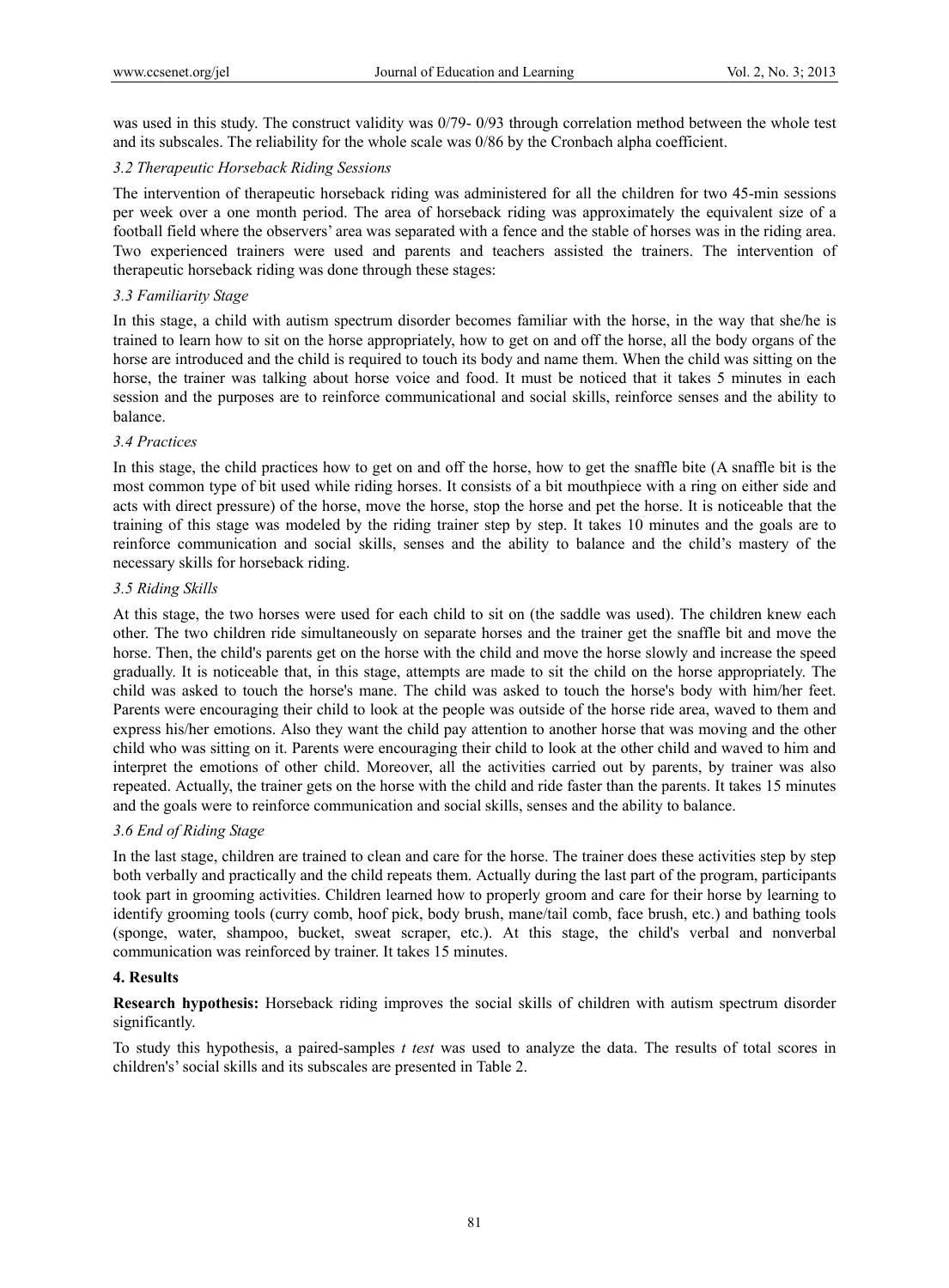was used in this study. The construct validity was 0/79- 0/93 through correlation method between the whole test and its subscales. The reliability for the whole scale was 0/86 by the Cronbach alpha coefficient.

### *3.2 Therapeutic Horseback Riding Sessions*

The intervention of therapeutic horseback riding was administered for all the children for two 45-min sessions per week over a one month period. The area of horseback riding was approximately the equivalent size of a football field where the observers' area was separated with a fence and the stable of horses was in the riding area. Two experienced trainers were used and parents and teachers assisted the trainers. The intervention of therapeutic horseback riding was done through these stages:

### *3.3 Familiarity Stage*

In this stage, a child with autism spectrum disorder becomes familiar with the horse, in the way that she/he is trained to learn how to sit on the horse appropriately, how to get on and off the horse, all the body organs of the horse are introduced and the child is required to touch its body and name them. When the child was sitting on the horse, the trainer was talking about horse voice and food. It must be noticed that it takes 5 minutes in each session and the purposes are to reinforce communicational and social skills, reinforce senses and the ability to balance.

### *3.4 Practices*

In this stage, the child practices how to get on and off the horse, how to get the snaffle bite (A snaffle bit is the most common type of bit used while riding horses. It consists of a bit mouthpiece with a ring on either side and acts with direct pressure) of the horse, move the horse, stop the horse and pet the horse. It is noticeable that the training of this stage was modeled by the riding trainer step by step. It takes 10 minutes and the goals are to reinforce communication and social skills, senses and the ability to balance and the child's mastery of the necessary skills for horseback riding.

### *3.5 Riding Skills*

At this stage, the two horses were used for each child to sit on (the saddle was used). The children knew each other. The two children ride simultaneously on separate horses and the trainer get the snaffle bit and move the horse. Then, the child's parents get on the horse with the child and move the horse slowly and increase the speed gradually. It is noticeable that, in this stage, attempts are made to sit the child on the horse appropriately. The child was asked to touch the horse's mane. The child was asked to touch the horse's body with him/her feet. Parents were encouraging their child to look at the people was outside of the horse ride area, waved to them and express his/her emotions. Also they want the child pay attention to another horse that was moving and the other child who was sitting on it. Parents were encouraging their child to look at the other child and waved to him and interpret the emotions of other child. Moreover, all the activities carried out by parents, by trainer was also repeated. Actually, the trainer gets on the horse with the child and ride faster than the parents. It takes 15 minutes and the goals were to reinforce communication and social skills, senses and the ability to balance.

### *3.6 End of Riding Stage*

In the last stage, children are trained to clean and care for the horse. The trainer does these activities step by step both verbally and practically and the child repeats them. Actually during the last part of the program, participants took part in grooming activities. Children learned how to properly groom and care for their horse by learning to identify grooming tools (curry comb, hoof pick, body brush, mane/tail comb, face brush, etc.) and bathing tools (sponge, water, shampoo, bucket, sweat scraper, etc.). At this stage, the child's verbal and nonverbal communication was reinforced by trainer. It takes 15 minutes.

## 4. Results

**Research hypothesis:** Horseback riding improves the social skills of children with autism spectrum disorder significantly.

To study this hypothesis, a paired-samples *t test* was used to analyze the data. The results of total scores in children's' social skills and its subscales are presented in Table 2.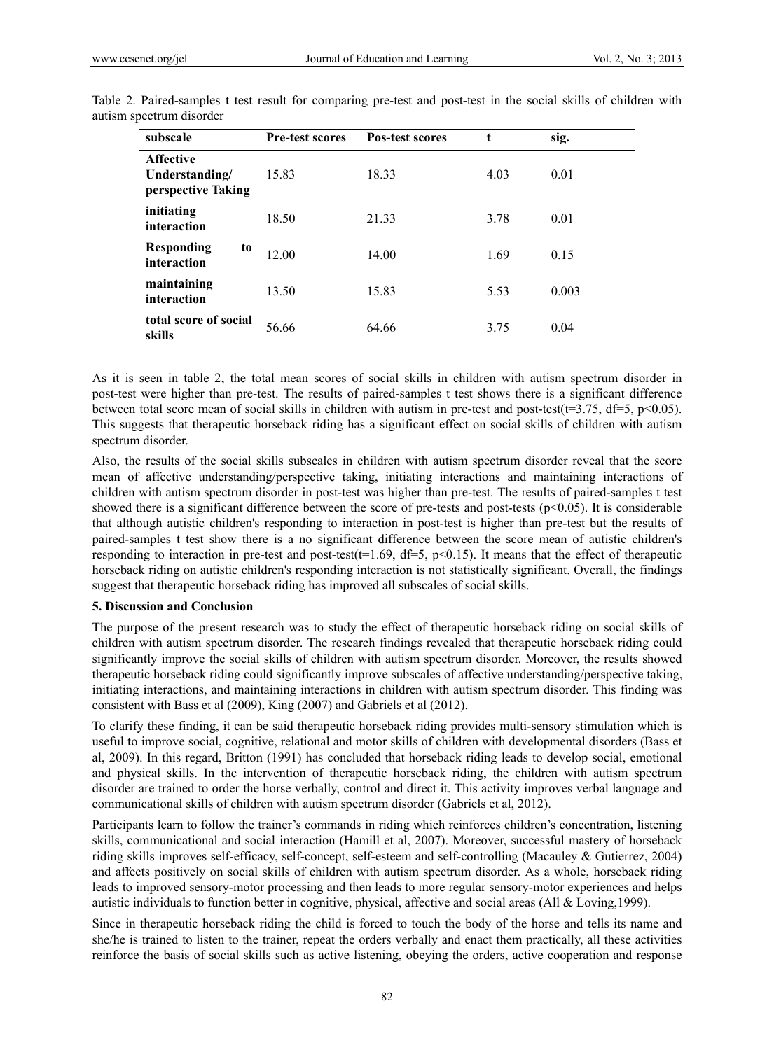Table 2. Paired-samples t test result for comparing pre-test and post-test in the social skills of children with autism spectrum disorder

| subscale | Pre-test scores | Pos-test scores | t | sig. |
|---|---|---|---|---|
| **Affective Understanding/ perspective Taking** | 15.83 | 18.33 | 4.03 | 0.01 |
| **initiating interaction** | 18.50 | 21.33 | 3.78 | 0.01 |
| **Responding to interaction** | 12.00 | 14.00 | 1.69 | 0.15 |
| **maintaining interaction** | 13.50 | 15.83 | 5.53 | 0.003 |
| **total score of social skills** | 56.66 | 64.66 | 3.75 | 0.04 |

As it is seen in table 2, the total mean scores of social skills in children with autism spectrum disorder in post-test were higher than pre-test. The results of paired-samples t test shows there is a significant difference between total score mean of social skills in children with autism in pre-test and post-test($t=3.75$, $df=5$, $p<0.05$). This suggests that therapeutic horseback riding has a significant effect on social skills of children with autism spectrum disorder.

Also, the results of the social skills subscales in children with autism spectrum disorder reveal that the score mean of affective understanding/perspective taking, initiating interactions and maintaining interactions of children with autism spectrum disorder in post-test was higher than pre-test. The results of paired-samples t test showed there is a significant difference between the score of pre-tests and post-tests ($p<0.05$). It is considerable that although autistic children's responding to interaction in post-test is higher than pre-test but the results of paired-samples t test show there is a no significant difference between the score mean of autistic children's responding to interaction in pre-test and post-test($t=1.69$, $df=5$, $p<0.15$). It means that the effect of therapeutic horseback riding on autistic children's responding interaction is not statistically significant. Overall, the findings suggest that therapeutic horseback riding has improved all subscales of social skills.

## 5. Discussion and Conclusion

The purpose of the present research was to study the effect of therapeutic horseback riding on social skills of children with autism spectrum disorder. The research findings revealed that therapeutic horseback riding could significantly improve the social skills of children with autism spectrum disorder. Moreover, the results showed therapeutic horseback riding could significantly improve subscales of affective understanding/perspective taking, initiating interactions, and maintaining interactions in children with autism spectrum disorder. This finding was consistent with Bass et al (2009), King (2007) and Gabriels et al (2012).

To clarify these finding, it can be said therapeutic horseback riding provides multi-sensory stimulation which is useful to improve social, cognitive, relational and motor skills of children with developmental disorders (Bass et al, 2009). In this regard, Britton (1991) has concluded that horseback riding leads to develop social, emotional and physical skills. In the intervention of therapeutic horseback riding, the children with autism spectrum disorder are trained to order the horse verbally, control and direct it. This activity improves verbal language and communicational skills of children with autism spectrum disorder (Gabriels et al, 2012).

Participants learn to follow the trainer's commands in riding which reinforces children's concentration, listening skills, communicational and social interaction (Hamill et al, 2007). Moreover, successful mastery of horseback riding skills improves self-efficacy, self-concept, self-esteem and self-controlling (Macauley & Gutierrez, 2004) and affects positively on social skills of children with autism spectrum disorder. As a whole, horseback riding leads to improved sensory-motor processing and then leads to more regular sensory-motor experiences and helps autistic individuals to function better in cognitive, physical, affective and social areas (All & Loving,1999).

Since in therapeutic horseback riding the child is forced to touch the body of the horse and tells its name and she/he is trained to listen to the trainer, repeat the orders verbally and enact them practically, all these activities reinforce the basis of social skills such as active listening, obeying the orders, active cooperation and response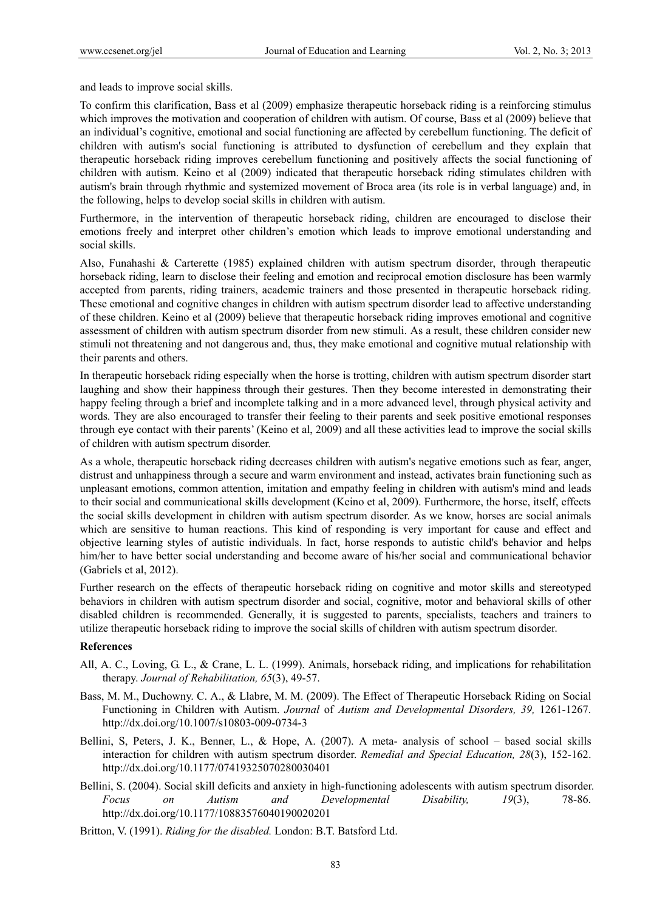and leads to improve social skills.

To confirm this clarification, Bass et al (2009) emphasize therapeutic horseback riding is a reinforcing stimulus which improves the motivation and cooperation of children with autism. Of course, Bass et al (2009) believe that an individual's cognitive, emotional and social functioning are affected by cerebellum functioning. The deficit of children with autism's social functioning is attributed to dysfunction of cerebellum and they explain that therapeutic horseback riding improves cerebellum functioning and positively affects the social functioning of children with autism. Keino et al (2009) indicated that therapeutic horseback riding stimulates children with autism's brain through rhythmic and systemized movement of Broca area (its role is in verbal language) and, in the following, helps to develop social skills in children with autism.

Furthermore, in the intervention of therapeutic horseback riding, children are encouraged to disclose their emotions freely and interpret other children's emotion which leads to improve emotional understanding and social skills.

Also, Funahashi & Carterette (1985) explained children with autism spectrum disorder, through therapeutic horseback riding, learn to disclose their feeling and emotion and reciprocal emotion disclosure has been warmly accepted from parents, riding trainers, academic trainers and those presented in therapeutic horseback riding. These emotional and cognitive changes in children with autism spectrum disorder lead to affective understanding of these children. Keino et al (2009) believe that therapeutic horseback riding improves emotional and cognitive assessment of children with autism spectrum disorder from new stimuli. As a result, these children consider new stimuli not threatening and not dangerous and, thus, they make emotional and cognitive mutual relationship with their parents and others.

In therapeutic horseback riding especially when the horse is trotting, children with autism spectrum disorder start laughing and show their happiness through their gestures. Then they become interested in demonstrating their happy feeling through a brief and incomplete talking and in a more advanced level, through physical activity and words. They are also encouraged to transfer their feeling to their parents and seek positive emotional responses through eye contact with their parents' (Keino et al, 2009) and all these activities lead to improve the social skills of children with autism spectrum disorder.

As a whole, therapeutic horseback riding decreases children with autism's negative emotions such as fear, anger, distrust and unhappiness through a secure and warm environment and instead, activates brain functioning such as unpleasant emotions, common attention, imitation and empathy feeling in children with autism's mind and leads to their social and communicational skills development (Keino et al, 2009). Furthermore, the horse, itself, effects the social skills development in children with autism spectrum disorder. As we know, horses are social animals which are sensitive to human reactions. This kind of responding is very important for cause and effect and objective learning styles of autistic individuals. In fact, horse responds to autistic child's behavior and helps him/her to have better social understanding and become aware of his/her social and communicational behavior (Gabriels et al, 2012).

Further research on the effects of therapeutic horseback riding on cognitive and motor skills and stereotyped behaviors in children with autism spectrum disorder and social, cognitive, motor and behavioral skills of other disabled children is recommended. Generally, it is suggested to parents, specialists, teachers and trainers to utilize therapeutic horseback riding to improve the social skills of children with autism spectrum disorder.

## References

All, A. C., Loving, G. L., & Crane, L. L. (1999). Animals, horseback riding, and implications for rehabilitation therapy. *Journal of Rehabilitation, 65*(3), 49-57.

Bass, M. M., Duchowny. C. A., & Llabre, M. M. (2009). The Effect of Therapeutic Horseback Riding on Social Functioning in Children with Autism. *Journal* of *Autism and Developmental Disorders, 39,* 1261-1267. http://dx.doi.org/10.1007/s10803-009-0734-3

Bellini, S, Peters, J. K., Benner, L., & Hope, A. (2007). A meta- analysis of school – based social skills interaction for children with autism spectrum disorder. *Remedial and Special Education, 28*(3), 152-162. http://dx.doi.org/10.1177/07419325070280030401

Bellini, S. (2004). Social skill deficits and anxiety in high-functioning adolescents with autism spectrum disorder. *Focus on Autism and Developmental Disability, 19*(3), 78-86. http://dx.doi.org/10.1177/10883576040190020201

Britton, V. (1991). *Riding for the disabled.* London: B.T. Batsford Ltd.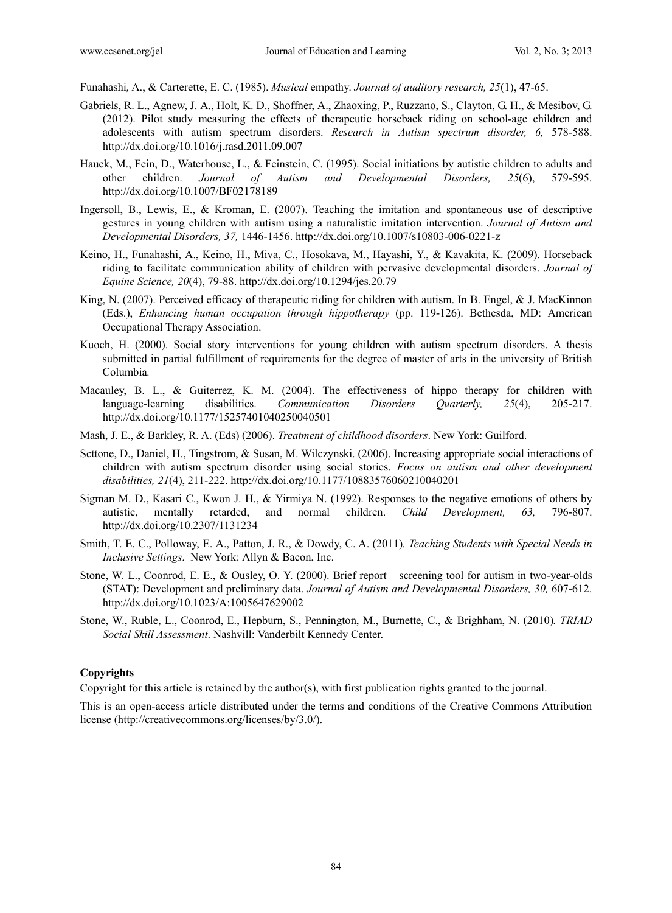Funahashi, A., & Carterette, E. C. (1985). *Musical* empathy. *Journal of auditory research, 25*(1), 47-65.

Gabriels, R. L., Agnew, J. A., Holt, K. D., Shoffner, A., Zhaoxing, P., Ruzzano, S., Clayton, G. H., & Mesibov, G. (2012). Pilot study measuring the effects of therapeutic horseback riding on school-age children and adolescents with autism spectrum disorders. *Research in Autism spectrum disorder, 6,* 578-588. http://dx.doi.org/10.1016/j.rasd.2011.09.007

Hauck, M., Fein, D., Waterhouse, L., & Feinstein, C. (1995). Social initiations by autistic children to adults and other children. *Journal of Autism and Developmental Disorders, 25*(6), 579-595. http://dx.doi.org/10.1007/BF02178189

Ingersoll, B., Lewis, E., & Kroman, E. (2007). Teaching the imitation and spontaneous use of descriptive gestures in young children with autism using a naturalistic imitation intervention. *Journal of Autism and Developmental Disorders, 37,* 1446-1456. http://dx.doi.org/10.1007/s10803-006-0221-z

Keino, H., Funahashi, A., Keino, H., Miva, C., Hosokava, M., Hayashi, Y., & Kavakita, K. (2009). Horseback riding to facilitate communication ability of children with pervasive developmental disorders. *Journal of Equine Science, 20*(4), 79-88. http://dx.doi.org/10.1294/jes.20.79

King, N. (2007). Perceived efficacy of therapeutic riding for children with autism. In B. Engel, & J. MacKinnon (Eds.), *Enhancing human occupation through hippotherapy* (pp. 119-126). Bethesda, MD: American Occupational Therapy Association.

Kuoch, H. (2000). Social story interventions for young children with autism spectrum disorders. A thesis submitted in partial fulfillment of requirements for the degree of master of arts in the university of British Columbia.

Macauley, B. L., & Guiterrez, K. M. (2004). The effectiveness of hippo therapy for children with language-learning disabilities. *Communication Disorders Quarterly, 25*(4), 205-217. http://dx.doi.org/10.1177/15257401040250040501

Mash, J. E., & Barkley, R. A. (Eds) (2006). *Treatment of childhood disorders*. New York: Guilford.

Scttone, D., Daniel, H., Tingstrom, & Susan, M. Wilczynski. (2006). Increasing appropriate social interactions of children with autism spectrum disorder using social stories. *Focus on autism and other development disabilities, 21*(4), 211-222. http://dx.doi.org/10.1177/10883576060210040201

Sigman M. D., Kasari C., Kwon J. H., & Yirmiya N. (1992). Responses to the negative emotions of others by autistic, mentally retarded, and normal children. *Child Development, 63,* 796-807. http://dx.doi.org/10.2307/1131234

Smith, T. E. C., Polloway, E. A., Patton, J. R., & Dowdy, C. A. (2011). *Teaching Students with Special Needs in Inclusive Settings*. New York: Allyn & Bacon, Inc.

Stone, W. L., Coonrod, E. E., & Ousley, O. Y. (2000). Brief report – screening tool for autism in two-year-olds (STAT): Development and preliminary data. *Journal of Autism and Developmental Disorders, 30,* 607-612. http://dx.doi.org/10.1023/A:1005647629002

Stone, W., Ruble, L., Coonrod, E., Hepburn, S., Pennington, M., Burnette, C., & Brighham, N. (2010). *TRIAD Social Skill Assessment*. Nashvill: Vanderbilt Kennedy Center.

**Copyrights**

Copyright for this article is retained by the author(s), with first publication rights granted to the journal.

This is an open-access article distributed under the terms and conditions of the Creative Commons Attribution license (http://creativecommons.org/licenses/by/3.0/).